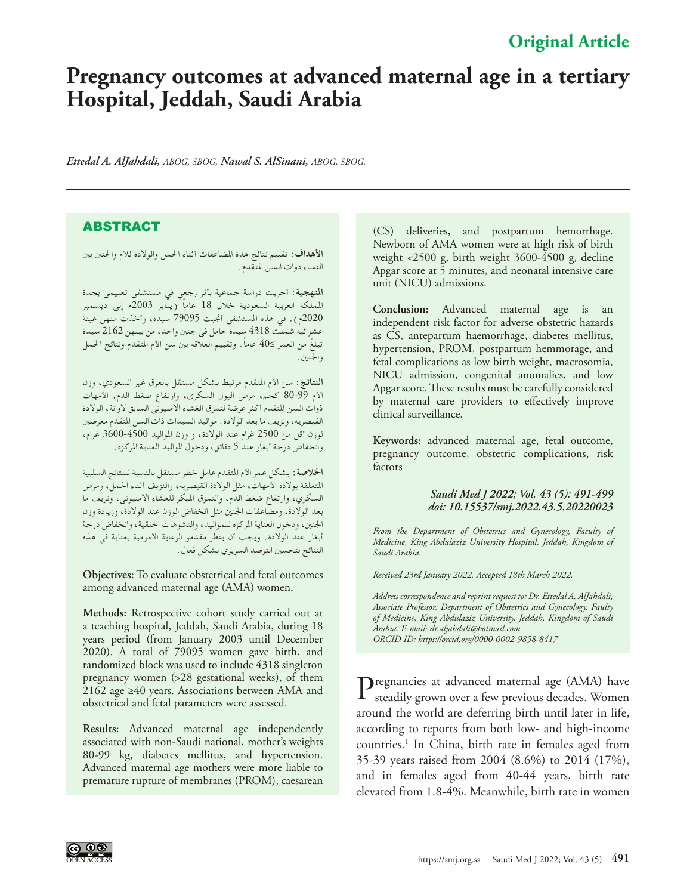Original Article

# Pregnancy outcomes at advanced maternal age in a tertiary Hospital, Jeddah, Saudi Arabia

*Ettedal A. AlJahdali, ABOG, SBOG, Nawal S. AlSinani, ABOG, SBOG.*

## ABSTRACT

**الأهداف:** تقييم نتائج هذة المضاعفات أثناء الحمل والولادة للأم والجنين بين النساء ذوات السن المتقدم.

**المنهجية:** أجريت دراسة جماعية بأثر رجعي في مستشفى تعليمي بجدة المملكة العربية السعودية خلال 18 عاماً (يناير 2003م إلى ديسمبر 2020م). في هذه المستشفى أنجبت 79095 سيده، وأخذت منهن عينة عشوائيه شملت 4318 سيدة حامل في جنين واحد، من بينهن 2162 سيدة تبلغ من العمر ≥40 عاماً. وتقييم العلاقه بين سن الأم المتقدم ونتائج الحمل والجنين.

**النتائج:** سن الأم المتقدم مرتبط بشكل مستقل بالعرق غير السعودي، وزن الأم 80-99 كجم، مرض البول السكري، وارتفاع ضغط الدم. الأمهات ذوات السن المتقدم أكثر عرضة لتمزق الغشاء الأمنيوني السابق لاوانة، الولادة القيصريه، ونزيف ما بعد الولادة. مواليد السيدات ذات السن المتقدم معرضين لوزن أقل من 2500 غرام عند الولادة، و وزن المواليد 3600-4500 غرام، وانخفاض درجة أبغار عند 5 دقائق، ودخول المواليد العناية المركزه.

**الخلاصة:** يشكل عمر الأم المتقدم عامل خطر مستقل بالنسبة للنتائج السلبية المتعلقة بولاده الأمهات، مثل الولادة القيصريه، والنزيف أثناء الحمل، ومرض السكري، وارتفاع ضغط الدم، والتمزق المبكر للغشاء الامنيوني، ونزيف ما بعد الولادة، ومضاعفات الجنين مثل انخفاض الوزن عند الولادة، وزيادة وزن الجنين، ودخول العناية المركزه للمواليد، والتشوهات الخلقية، وانخفاض درجة أبغار عند الولادة. ويجب أن ينظر مقدمو الرعاية الأمومية بعناية في هذه النتائج لتحسين الترصد السريري بشكل فعال.

**Objectives:** To evaluate obstetrical and fetal outcomes among advanced maternal age (AMA) women.

**Methods:** Retrospective cohort study carried out at a teaching hospital, Jeddah, Saudi Arabia, during 18 years period (from January 2003 until December 2020). A total of 79095 women gave birth, and randomized block was used to include 4318 singleton pregnancy women (>28 gestational weeks), of them 2162 age ≥40 years. Associations between AMA and obstetrical and fetal parameters were assessed.

**Results:** Advanced maternal age independently associated with non-Saudi national, mother's weights 80-99 kg, diabetes mellitus, and hypertension. Advanced maternal age mothers were more liable to premature rupture of membranes (PROM), caesarean (CS) deliveries, and postpartum hemorrhage. Newborn of AMA women were at high risk of birth weight <2500 g, birth weight 3600-4500 g, decline Apgar score at 5 minutes, and neonatal intensive care unit (NICU) admissions.

**Conclusion:** Advanced maternal age is an independent risk factor for adverse obstetric hazards as CS, antepartum haemorrhage, diabetes mellitus, hypertension, PROM, postpartum hemmorage, and fetal complications as low birth weight, macrosomia, NICU admission, congenital anomalies, and low Apgar score. These results must be carefully considered by maternal care providers to effectively improve clinical surveillance.

**Keywords:** advanced maternal age, fetal outcome, pregnancy outcome, obstetric complications, risk factors

***Saudi Med J 2022; Vol. 43 (5): 491-499***
***doi: 10.15537/smj.2022.43.5.20220023***

*From the Department of Obstetrics and Gynecology, Faculty of Medicine, King Abdulaziz University Hospital, Jeddah, Kingdom of Saudi Arabia.*

*Received 23rd January 2022. Accepted 18th March 2022.*

*Address correspondence and reprint request to: Dr. Ettedal A. AlJahdali, Associate Professor, Department of Obstetrics and Gynecology, Faculty of Medicine, King Abdulaziz University, Jeddah, Kingdom of Saudi Arabia. E-mail: dr.aljahdali@hotmail.com*
*ORCID ID: https://orcid.org/0000-0002-9858-8417*

Pregnancies at advanced maternal age (AMA) have steadily grown over a few previous decades. Women around the world are deferring birth until later in life, according to reports from both low- and high-income countries.[1] In China, birth rate in females aged from 35-39 years raised from 2004 (8.6%) to 2014 (17%), and in females aged from 40-44 years, birth rate elevated from 1.8-4%. Meanwhile, birth rate in women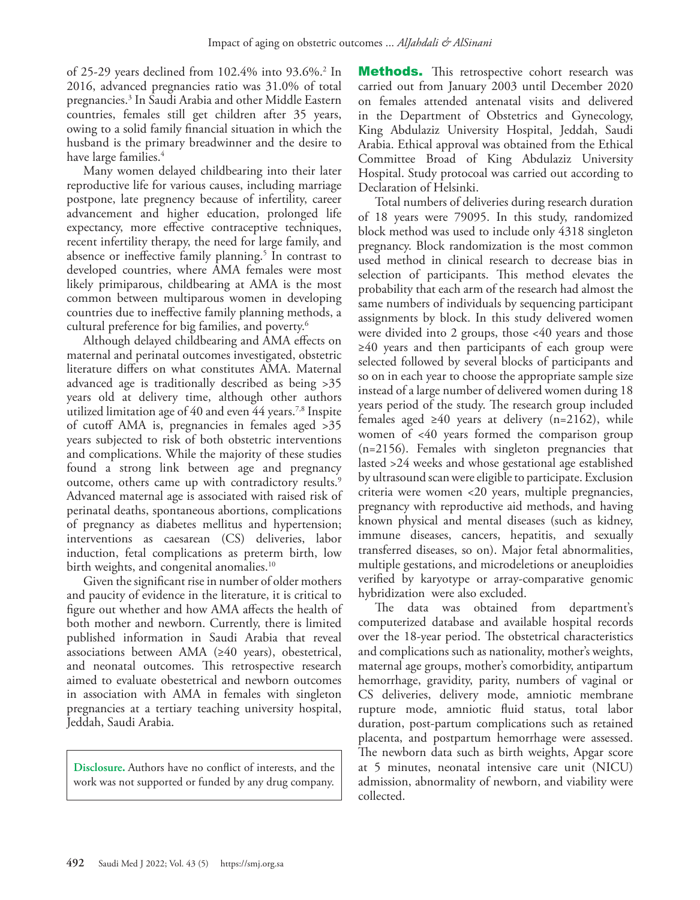of 25-29 years declined from 102.4% into 93.6%.[2] In 2016, advanced pregnancies ratio was 31.0% of total pregnancies.[3] In Saudi Arabia and other Middle Eastern countries, females still get children after 35 years, owing to a solid family financial situation in which the husband is the primary breadwinner and the desire to have large families.[4]

Many women delayed childbearing into their later reproductive life for various causes, including marriage postpone, late pregnency because of infertility, career advancement and higher education, prolonged life expectancy, more effective contraceptive techniques, recent infertility therapy, the need for large family, and absence or ineffective family planning.[5] In contrast to developed countries, where AMA females were most likely primiparous, childbearing at AMA is the most common between multiparous women in developing countries due to ineffective family planning methods, a cultural preference for big families, and poverty.[6]

Although delayed childbearing and AMA effects on maternal and perinatal outcomes investigated, obstetric literature differs on what constitutes AMA. Maternal advanced age is traditionally described as being >35 years old at delivery time, although other authors utilized limitation age of 40 and even 44 years.[7,8] Inspite of cutoff AMA is, pregnancies in females aged >35 years subjected to risk of both obstetric interventions and complications. While the majority of these studies found a strong link between age and pregnancy outcome, others came up with contradictory results.[9] Advanced maternal age is associated with raised risk of perinatal deaths, spontaneous abortions, complications of pregnancy as diabetes mellitus and hypertension; interventions as caesarean (CS) deliveries, labor induction, fetal complications as preterm birth, low birth weights, and congenital anomalies.[10]

Given the significant rise in number of older mothers and paucity of evidence in the literature, it is critical to figure out whether and how AMA affects the health of both mother and newborn. Currently, there is limited published information in Saudi Arabia that reveal associations between AMA (≥40 years), obesetetrical, and neonatal outcomes. This retrospective research aimed to evaluate obesetetrical and newborn outcomes in association with AMA in females with singleton pregnancies at a tertiary teaching university hospital, Jeddah, Saudi Arabia.

**Disclosure.** Authors have no conflict of interests, and the work was not supported or funded by any drug company.

**Methods.** This retrospective cohort research was carried out from January 2003 until December 2020 on females attended antenatal visits and delivered in the Department of Obstetrics and Gynecology, King Abdulaziz University Hospital, Jeddah, Saudi Arabia. Ethical approval was obtained from the Ethical Committee Broad of King Abdulaziz University Hospital. Study protocoal was carried out according to Declaration of Helsinki.

Total numbers of deliveries during research duration of 18 years were 79095. In this study, randomized block method was used to include only 4318 singleton pregnancy. Block randomization is the most common used method in clinical research to decrease bias in selection of participants. This method elevates the probability that each arm of the research had almost the same numbers of individuals by sequencing participant assignments by block. In this study delivered women were divided into 2 groups, those <40 years and those ≥40 years and then participants of each group were selected followed by several blocks of participants and so on in each year to choose the appropriate sample size instead of a large number of delivered women during 18 years period of the study. The research group included females aged ≥40 years at delivery (n=2162), while women of <40 years formed the comparison group (n=2156). Females with singleton pregnancies that lasted >24 weeks and whose gestational age established by ultrasound scan were eligible to participate. Exclusion criteria were women <20 years, multiple pregnancies, pregnancy with reproductive aid methods, and having known physical and mental diseases (such as kidney, immune diseases, cancers, hepatitis, and sexually transferred diseases, so on). Major fetal abnormalities, multiple gestations, and microdeletions or aneuploidies verified by karyotype or array-comparative genomic hybridization were also excluded.

The data was obtained from department's computerized database and available hospital records over the 18-year period. The obstetrical characteristics and complications such as nationality, mother's weights, maternal age groups, mother's comorbidity, antipartum hemorrhage, gravidity, parity, numbers of vaginal or CS deliveries, delivery mode, amniotic membrane rupture mode, amniotic fluid status, total labor duration, post-partum complications such as retained placenta, and postpartum hemorrhage were assessed. The newborn data such as birth weights, Apgar score at 5 minutes, neonatal intensive care unit (NICU) admission, abnormality of newborn, and viability were collected.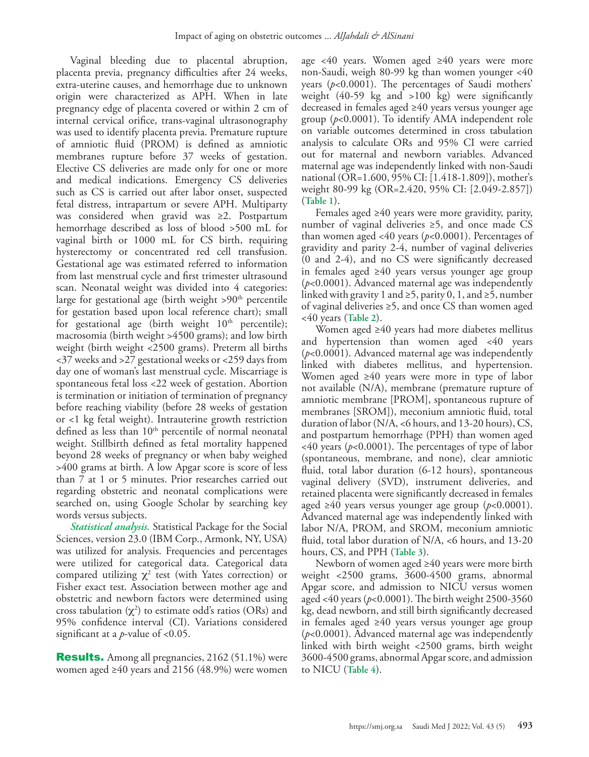Vaginal bleeding due to placental abruption, placenta previa, pregnancy difficulties after 24 weeks, extra-uterine causes, and hemorrhage due to unknown origin were characterized as APH. When in late pregnancy edge of placenta covered or within 2 cm of internal cervical orifice, trans-vaginal ultrasonography was used to identify placenta previa. Premature rupture of amniotic fluid (PROM) is defined as amniotic membranes rupture before 37 weeks of gestation. Elective CS deliveries are made only for one or more and medical indications. Emergency CS deliveries such as CS is carried out after labor onset, suspected fetal distress, intrapartum or severe APH. Multiparty was considered when gravid was ≥2. Postpartum hemorrhage described as loss of blood >500 mL for vaginal birth or 1000 mL for CS birth, requiring hysterectomy or concentrated red cell transfusion. Gestational age was estimated referred to information from last menstrual cycle and first trimester ultrasound scan. Neonatal weight was divided into 4 categories: large for gestational age (birth weight >90$^{th}$ percentile for gestation based upon local reference chart); small for gestational age (birth weight 10$^{th}$ percentile); macrosomia (birth weight >4500 grams); and low birth weight (birth weight <2500 grams). Preterm all births <37 weeks and >27 gestational weeks or <259 days from day one of woman's last menstrual cycle. Miscarriage is spontaneous fetal loss <22 week of gestation. Abortion is termination or initiation of termination of pregnancy before reaching viability (before 28 weeks of gestation or <1 kg fetal weight). Intrauterine growth restriction defined as less than 10$^{th}$ percentile of normal neonatal weight. Stillbirth defined as fetal mortality happened beyond 28 weeks of pregnancy or when baby weighed >400 grams at birth. A low Apgar score is score of less than 7 at 1 or 5 minutes. Prior researches carried out regarding obstetric and neonatal complications were searched on, using Google Scholar by searching key words versus subjects.

***Statistical analysis.*** Statistical Package for the Social Sciences, version 23.0 (IBM Corp., Armonk, NY, USA) was utilized for analysis. Frequencies and percentages were utilized for categorical data. Categorical data compared utilizing $\chi^2$ test (with Yates correction) or Fisher exact test. Association between mother age and obstetric and newborn factors were determined using cross tabulation ($\chi^2$) to estimate odd's ratios (ORs) and 95% confidence interval (CI). Variations considered significant at a *p*-value of <0.05.

## Results.

Among all pregnancies, 2162 (51.1%) were women aged ≥40 years and 2156 (48.9%) were women age <40 years. Women aged ≥40 years were more non-Saudi, weigh 80-99 kg than women younger <40 years ($p$<0.0001). The percentages of Saudi mothers' weight (40-59 kg and >100 kg) were significantly decreased in females aged ≥40 years versus younger age group ($p$<0.0001). To identify AMA independent role on variable outcomes determined in cross tabulation analysis to calculate ORs and 95% CI were carried out for maternal and newborn variables. Advanced maternal age was independently linked with non-Saudi national (OR=1.600, 95% CI: [1.418-1.809]), mother's weight 80-99 kg (OR=2.420, 95% CI: [2.049-2.857]) (**Table 1**).

Females aged ≥40 years were more gravidity, parity, number of vaginal deliveries ≥5, and once made CS than women aged <40 years ($p$<0.0001). Percentages of gravidity and parity 2-4, number of vaginal deliveries (0 and 2-4), and no CS were significantly decreased in females aged ≥40 years versus younger age group ($p$<0.0001). Advanced maternal age was independently linked with gravity 1 and ≥5, parity 0, 1, and ≥5, number of vaginal deliveries ≥5, and once CS than women aged <40 years (**Table 2**).

Women aged ≥40 years had more diabetes mellitus and hypertension than women aged <40 years ($p$<0.0001). Advanced maternal age was independently linked with diabetes mellitus, and hypertension. Women aged ≥40 years were more in type of labor not available (N/A), membrane (premature rupture of amniotic membrane [PROM], spontaneous rupture of membranes [SROM]), meconium amniotic fluid, total duration of labor (N/A, <6 hours, and 13-20 hours), CS, and postpartum hemorrhage (PPH) than women aged <40 years ($p$<0.0001). The percentages of type of labor (spontaneous, membrane, and none), clear amniotic fluid, total labor duration (6-12 hours), spontaneous vaginal delivery (SVD), instrument deliveries, and retained placenta were significantly decreased in females aged ≥40 years versus younger age group ($p$<0.0001). Advanced maternal age was independently linked with labor N/A, PROM, and SROM, meconium amniotic fluid, total labor duration of N/A, <6 hours, and 13-20 hours, CS, and PPH (**Table 3**).

Newborn of women aged ≥40 years were more birth weight <2500 grams, 3600-4500 grams, abnormal Apgar score, and admission to NICU versus women aged <40 years ($p$<0.0001). The birth weight 2500-3560 kg, dead newborn, and still birth significantly decreased in females aged ≥40 years versus younger age group ($p$<0.0001). Advanced maternal age was independently linked with birth weight <2500 grams, birth weight 3600-4500 grams, abnormal Apgar score, and admission to NICU (**Table 4**).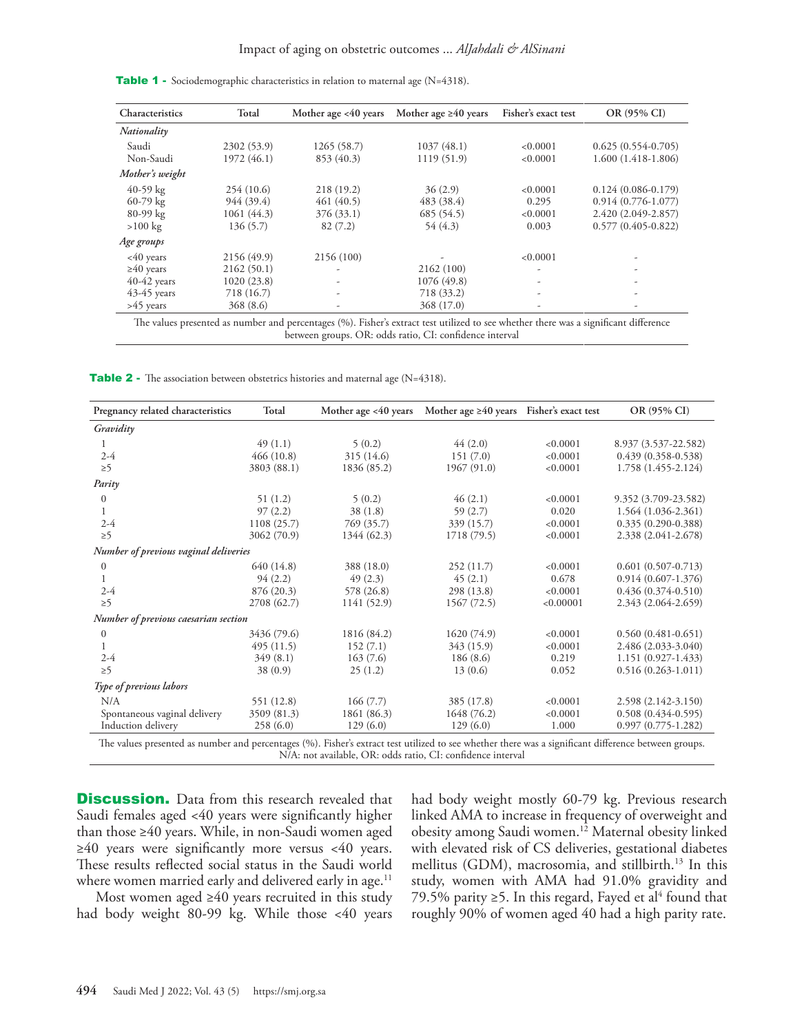**Table 1 -** Sociodemographic characteristics in relation to maternal age (N=4318).

| Characteristics | Total | Mother age <40 years | Mother age ≥40 years | Fisher's exact test | OR (95% CI) |
|---|---|---|---|---|---|
| *Nationality* | | | | | |
| Saudi | 2302 (53.9) | 1265 (58.7) | 1037 (48.1) | <0.0001 | 0.625 (0.554-0.705) |
| Non-Saudi | 1972 (46.1) | 853 (40.3) | 1119 (51.9) | <0.0001 | 1.600 (1.418-1.806) |
| *Mother's weight* | | | | | |
| 40-59 kg | 254 (10.6) | 218 (19.2) | 36 (2.9) | <0.0001 | 0.124 (0.086-0.179) |
| 60-79 kg | 944 (39.4) | 461 (40.5) | 483 (38.4) | 0.295 | 0.914 (0.776-1.077) |
| 80-99 kg | 1061 (44.3) | 376 (33.1) | 685 (54.5) | <0.0001 | 2.420 (2.049-2.857) |
| >100 kg | 136 (5.7) | 82 (7.2) | 54 (4.3) | 0.003 | 0.577 (0.405-0.822) |
| *Age groups* | | | | | |
| <40 years | 2156 (49.9) | 2156 (100) | - | <0.0001 | - |
| ≥40 years | 2162 (50.1) | - | 2162 (100) | - | - |
| 40-42 years | 1020 (23.8) | - | 1076 (49.8) | - | - |
| 43-45 years | 718 (16.7) | - | 718 (33.2) | - | - |
| >45 years | 368 (8.6) | - | 368 (17.0) | - | - |

The values presented as number and percentages (%). Fisher's extract test utilized to see whether there was a significant difference between groups. OR: odds ratio, CI: confidence interval

**Table 2 -** The association between obstetrics histories and maternal age (N=4318).

| Pregnancy related characteristics | Total | Mother age <40 years | Mother age ≥40 years | Fisher's exact test | OR (95% CI) |
|---|---|---|---|---|---|
| *Gravidity* | | | | | |
| 1 | 49 (1.1) | 5 (0.2) | 44 (2.0) | <0.0001 | 8.937 (3.537-22.582) |
| 2-4 | 466 (10.8) | 315 (14.6) | 151 (7.0) | <0.0001 | 0.439 (0.358-0.538) |
| ≥5 | 3803 (88.1) | 1836 (85.2) | 1967 (91.0) | <0.0001 | 1.758 (1.455-2.124) |
| *Parity* | | | | | |
| 0 | 51 (1.2) | 5 (0.2) | 46 (2.1) | <0.0001 | 9.352 (3.709-23.582) |
| 1 | 97 (2.2) | 38 (1.8) | 59 (2.7) | 0.020 | 1.564 (1.036-2.361) |
| 2-4 | 1108 (25.7) | 769 (35.7) | 339 (15.7) | <0.0001 | 0.335 (0.290-0.388) |
| ≥5 | 3062 (70.9) | 1344 (62.3) | 1718 (79.5) | <0.0001 | 2.338 (2.041-2.678) |
| *Number of previous vaginal deliveries* | | | | | |
| 0 | 640 (14.8) | 388 (18.0) | 252 (11.7) | <0.0001 | 0.601 (0.507-0.713) |
| 1 | 94 (2.2) | 49 (2.3) | 45 (2.1) | 0.678 | 0.914 (0.607-1.376) |
| 2-4 | 876 (20.3) | 578 (26.8) | 298 (13.8) | <0.0001 | 0.436 (0.374-0.510) |
| ≥5 | 2708 (62.7) | 1141 (52.9) | 1567 (72.5) | <0.00001 | 2.343 (2.064-2.659) |
| *Number of previous caesarian section* | | | | | |
| 0 | 3436 (79.6) | 1816 (84.2) | 1620 (74.9) | <0.0001 | 0.560 (0.481-0.651) |
| 1 | 495 (11.5) | 152 (7.1) | 343 (15.9) | <0.0001 | 2.486 (2.033-3.040) |
| 2-4 | 349 (8.1) | 163 (7.6) | 186 (8.6) | 0.219 | 1.151 (0.927-1.433) |
| ≥5 | 38 (0.9) | 25 (1.2) | 13 (0.6) | 0.052 | 0.516 (0.263-1.011) |
| *Type of previous labors* | | | | | |
| N/A | 551 (12.8) | 166 (7.7) | 385 (17.8) | <0.0001 | 2.598 (2.142-3.150) |
| Spontaneous vaginal delivery | 3509 (81.3) | 1861 (86.3) | 1648 (76.2) | <0.0001 | 0.508 (0.434-0.595) |
| Induction delivery | 258 (6.0) | 129 (6.0) | 129 (6.0) | 1.000 | 0.997 (0.775-1.282) |

The values presented as number and percentages (%). Fisher's extract test utilized to see whether there was a significant difference between groups. N/A: not available, OR: odds ratio, CI: confidence interval

**Discussion.** Data from this research revealed that Saudi females aged <40 years were significantly higher than those ≥40 years. While, in non-Saudi women aged ≥40 years were significantly more versus <40 years. These results reflected social status in the Saudi world where women married early and delivered early in age.[11]

Most women aged ≥40 years recruited in this study had body weight 80-99 kg. While those <40 years had body weight mostly 60-79 kg. Previous research linked AMA to increase in frequency of overweight and obesity among Saudi women.[12] Maternal obesity linked with elevated risk of CS deliveries, gestational diabetes mellitus (GDM), macrosomia, and stillbirth.[13] In this study, women with AMA had 91.0% gravidity and 79.5% parity ≥5. In this regard, Fayed et al[4] found that roughly 90% of women aged 40 had a high parity rate.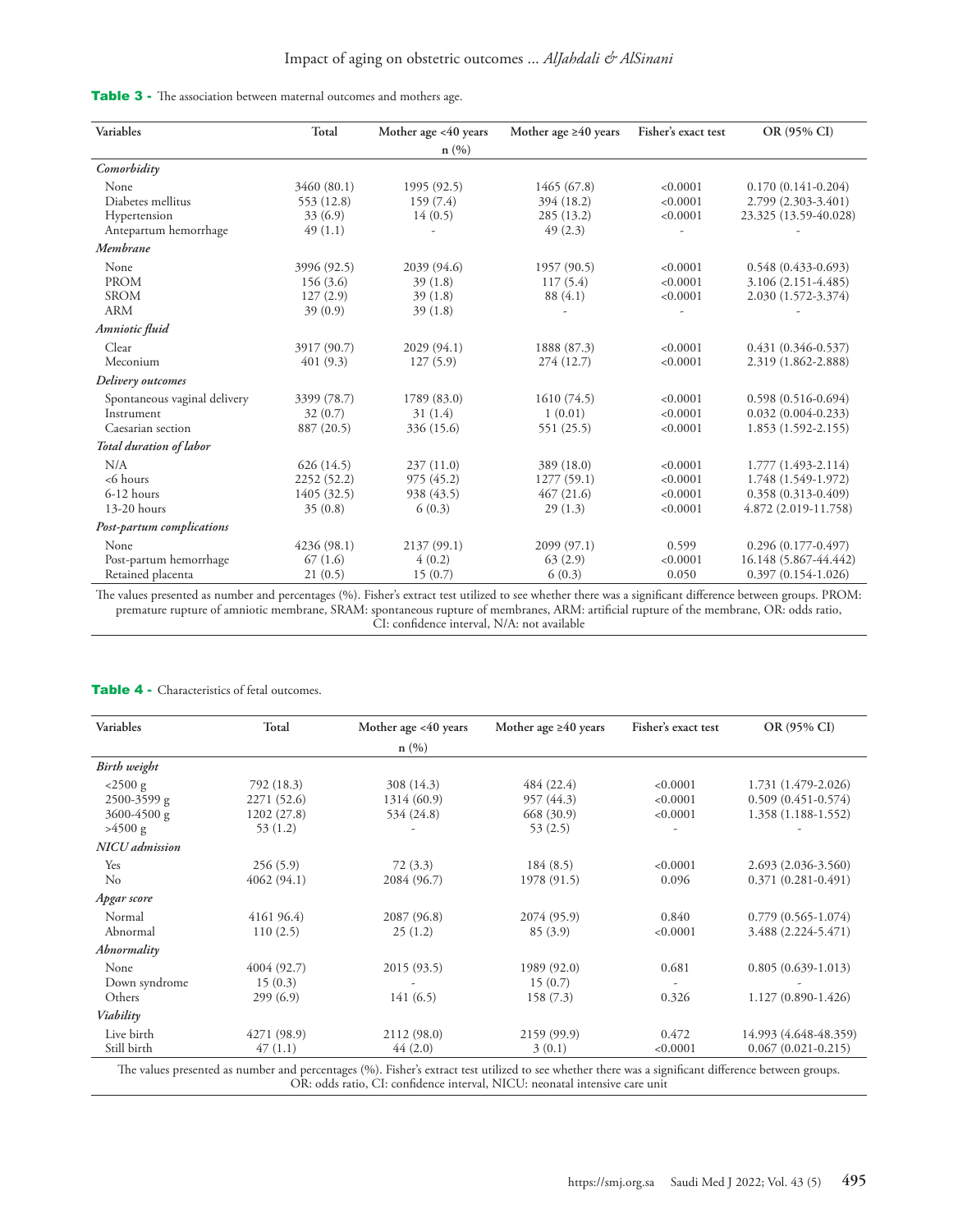**Table 3 -** The association between maternal outcomes and mothers age.

| Variables | Total | Mother age <40 years | Mother age ≥40 years | Fisher's exact test | OR (95% CI) |
|---|---|---|---|---|---|
| | | n (%) | | | |
| *Comorbidity* | | | | | |
| None | 3460 (80.1) | 1995 (92.5) | 1465 (67.8) | <0.0001 | 0.170 (0.141-0.204) |
| Diabetes mellitus | 553 (12.8) | 159 (7.4) | 394 (18.2) | <0.0001 | 2.799 (2.303-3.401) |
| Hypertension | 33 (6.9) | 14 (0.5) | 285 (13.2) | <0.0001 | 23.325 (13.59-40.028) |
| Antepartum hemorrhage | 49 (1.1) | - | 49 (2.3) | - | - |
| *Membrane* | | | | | |
| None | 3996 (92.5) | 2039 (94.6) | 1957 (90.5) | <0.0001 | 0.548 (0.433-0.693) |
| PROM | 156 (3.6) | 39 (1.8) | 117 (5.4) | <0.0001 | 3.106 (2.151-4.485) |
| SROM | 127 (2.9) | 39 (1.8) | 88 (4.1) | <0.0001 | 2.030 (1.572-3.374) |
| ARM | 39 (0.9) | 39 (1.8) | - | - | - |
| *Amniotic fluid* | | | | | |
| Clear | 3917 (90.7) | 2029 (94.1) | 1888 (87.3) | <0.0001 | 0.431 (0.346-0.537) |
| Meconium | 401 (9.3) | 127 (5.9) | 274 (12.7) | <0.0001 | 2.319 (1.862-2.888) |
| *Delivery outcomes* | | | | | |
| Spontaneous vaginal delivery | 3399 (78.7) | 1789 (83.0) | 1610 (74.5) | <0.0001 | 0.598 (0.516-0.694) |
| Instrument | 32 (0.7) | 31 (1.4) | 1 (0.01) | <0.0001 | 0.032 (0.004-0.233) |
| Caesarian section | 887 (20.5) | 336 (15.6) | 551 (25.5) | <0.0001 | 1.853 (1.592-2.155) |
| *Total duration of labor* | | | | | |
| N/A | 626 (14.5) | 237 (11.0) | 389 (18.0) | <0.0001 | 1.777 (1.493-2.114) |
| <6 hours | 2252 (52.2) | 975 (45.2) | 1277 (59.1) | <0.0001 | 1.748 (1.549-1.972) |
| 6-12 hours | 1405 (32.5) | 938 (43.5) | 467 (21.6) | <0.0001 | 0.358 (0.313-0.409) |
| 13-20 hours | 35 (0.8) | 6 (0.3) | 29 (1.3) | <0.0001 | 4.872 (2.019-11.758) |
| *Post-partum complications* | | | | | |
| None | 4236 (98.1) | 2137 (99.1) | 2099 (97.1) | 0.599 | 0.296 (0.177-0.497) |
| Post-partum hemorrhage | 67 (1.6) | 4 (0.2) | 63 (2.9) | <0.0001 | 16.148 (5.867-44.442) |
| Retained placenta | 21 (0.5) | 15 (0.7) | 6 (0.3) | 0.050 | 0.397 (0.154-1.026) |

The values presented as number and percentages (%). Fisher's extract test utilized to see whether there was a significant difference between groups. PROM: premature rupture of amniotic membrane, SRAM: spontaneous rupture of membranes, ARM: artificial rupture of the membrane, OR: odds ratio, CI: confidence interval, N/A: not available

**Table 4 -** Characteristics of fetal outcomes.

| Variables | Total | Mother age <40 years | Mother age ≥40 years | Fisher's exact test | OR (95% CI) |
|---|---|---|---|---|---|
| | | n (%) | | | |
| *Birth weight* | | | | | |
| <2500 g | 792 (18.3) | 308 (14.3) | 484 (22.4) | <0.0001 | 1.731 (1.479-2.026) |
| 2500-3599 g | 2271 (52.6) | 1314 (60.9) | 957 (44.3) | <0.0001 | 0.509 (0.451-0.574) |
| 3600-4500 g | 1202 (27.8) | 534 (24.8) | 668 (30.9) | <0.0001 | 1.358 (1.188-1.552) |
| >4500 g | 53 (1.2) | - | 53 (2.5) | - | - |
| *NICU admission* | | | | | |
| Yes | 256 (5.9) | 72 (3.3) | 184 (8.5) | <0.0001 | 2.693 (2.036-3.560) |
| No | 4062 (94.1) | 2084 (96.7) | 1978 (91.5) | 0.096 | 0.371 (0.281-0.491) |
| *Apgar score* | | | | | |
| Normal | 4161 96.4) | 2087 (96.8) | 2074 (95.9) | 0.840 | 0.779 (0.565-1.074) |
| Abnormal | 110 (2.5) | 25 (1.2) | 85 (3.9) | <0.0001 | 3.488 (2.224-5.471) |
| *Abnormality* | | | | | |
| None | 4004 (92.7) | 2015 (93.5) | 1989 (92.0) | 0.681 | 0.805 (0.639-1.013) |
| Down syndrome | 15 (0.3) | - | 15 (0.7) | - | - |
| Others | 299 (6.9) | 141 (6.5) | 158 (7.3) | 0.326 | 1.127 (0.890-1.426) |
| *Viability* | | | | | |
| Live birth | 4271 (98.9) | 2112 (98.0) | 2159 (99.9) | 0.472 | 14.993 (4.648-48.359) |
| Still birth | 47 (1.1) | 44 (2.0) | 3 (0.1) | <0.0001 | 0.067 (0.021-0.215) |

The values presented as number and percentages (%). Fisher's extract test utilized to see whether there was a significant difference between groups. OR: odds ratio, CI: confidence interval, NICU: neonatal intensive care unit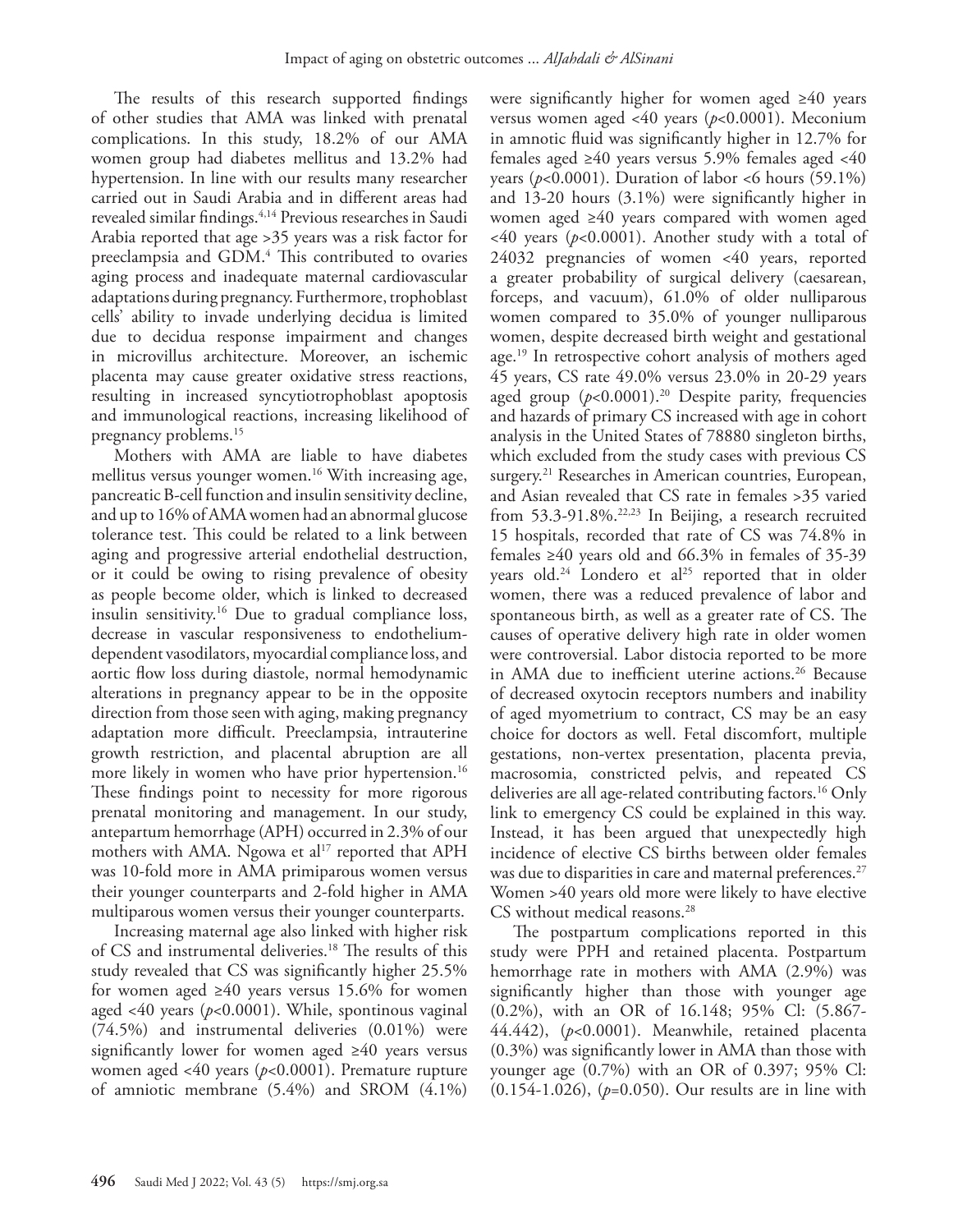The results of this research supported findings of other studies that AMA was linked with prenatal complications. In this study, 18.2% of our AMA women group had diabetes mellitus and 13.2% had hypertension. In line with our results many researcher carried out in Saudi Arabia and in different areas had revealed similar findings.[4,14] Previous researches in Saudi Arabia reported that age >35 years was a risk factor for preeclampsia and GDM.[4] This contributed to ovaries aging process and inadequate maternal cardiovascular adaptations during pregnancy. Furthermore, trophoblast cells' ability to invade underlying decidua is limited due to decidua response impairment and changes in microvillus architecture. Moreover, an ischemic placenta may cause greater oxidative stress reactions, resulting in increased syncytiotrophoblast apoptosis and immunological reactions, increasing likelihood of pregnancy problems.[15]

Mothers with AMA are liable to have diabetes mellitus versus younger women.[16] With increasing age, pancreatic B-cell function and insulin sensitivity decline, and up to 16% of AMA women had an abnormal glucose tolerance test. This could be related to a link between aging and progressive arterial endothelial destruction, or it could be owing to rising prevalence of obesity as people become older, which is linked to decreased insulin sensitivity.[16] Due to gradual compliance loss, decrease in vascular responsiveness to endothelium-dependent vasodilators, myocardial compliance loss, and aortic flow loss during diastole, normal hemodynamic alterations in pregnancy appear to be in the opposite direction from those seen with aging, making pregnancy adaptation more difficult. Preeclampsia, intrauterine growth restriction, and placental abruption are all more likely in women who have prior hypertension.[16] These findings point to necessity for more rigorous prenatal monitoring and management. In our study, antepartum hemorrhage (APH) occurred in 2.3% of our mothers with AMA. Ngowa et al[17] reported that APH was 10-fold more in AMA primiparous women versus their younger counterparts and 2-fold higher in AMA multiparous women versus their younger counterparts.

Increasing maternal age also linked with higher risk of CS and instrumental deliveries.[18] The results of this study revealed that CS was significantly higher 25.5% for women aged ≥40 years versus 15.6% for women aged <40 years ($p$<0.0001). While, spontinous vaginal (74.5%) and instrumental deliveries (0.01%) were significantly lower for women aged ≥40 years versus women aged <40 years ($p$<0.0001). Premature rupture of amniotic membrane (5.4%) and SROM (4.1%) were significantly higher for women aged ≥40 years versus women aged <40 years ($p$<0.0001). Meconium in amnotic fluid was significantly higher in 12.7% for females aged ≥40 years versus 5.9% females aged <40 years ($p$<0.0001). Duration of labor <6 hours (59.1%) and 13-20 hours (3.1%) were significantly higher in women aged ≥40 years compared with women aged <40 years ($p$<0.0001). Another study with a total of 24032 pregnancies of women <40 years, reported a greater probability of surgical delivery (caesarean, forceps, and vacuum), 61.0% of older nulliparous women compared to 35.0% of younger nulliparous women, despite decreased birth weight and gestational age.[19] In retrospective cohort analysis of mothers aged 45 years, CS rate 49.0% versus 23.0% in 20-29 years aged group ($p$<0.0001).[20] Despite parity, frequencies and hazards of primary CS increased with age in cohort analysis in the United States of 78880 singleton births, which excluded from the study cases with previous CS surgery.[21] Researches in American countries, European, and Asian revealed that CS rate in females >35 varied from 53.3-91.8%.[22,23] In Beijing, a research recruited 15 hospitals, recorded that rate of CS was 74.8% in females ≥40 years old and 66.3% in females of 35-39 years old.[24] Londero et al[25] reported that in older women, there was a reduced prevalence of labor and spontaneous birth, as well as a greater rate of CS. The causes of operative delivery high rate in older women were controversial. Labor distocia reported to be more in AMA due to inefficient uterine actions.[26] Because of decreased oxytocin receptors numbers and inability of aged myometrium to contract, CS may be an easy choice for doctors as well. Fetal discomfort, multiple gestations, non-vertex presentation, placenta previa, macrosomia, constricted pelvis, and repeated CS deliveries are all age-related contributing factors.[16] Only link to emergency CS could be explained in this way. Instead, it has been argued that unexpectedly high incidence of elective CS births between older females was due to disparities in care and maternal preferences.[27] Women >40 years old more were likely to have elective CS without medical reasons.[28]

The postpartum complications reported in this study were PPH and retained placenta. Postpartum hemorrhage rate in mothers with AMA (2.9%) was significantly higher than those with younger age (0.2%), with an OR of 16.148; 95% Cl: (5.867-44.442), ($p$<0.0001). Meanwhile, retained placenta (0.3%) was significantly lower in AMA than those with younger age (0.7%) with an OR of 0.397; 95% Cl: (0.154-1.026), ($p$=0.050). Our results are in line with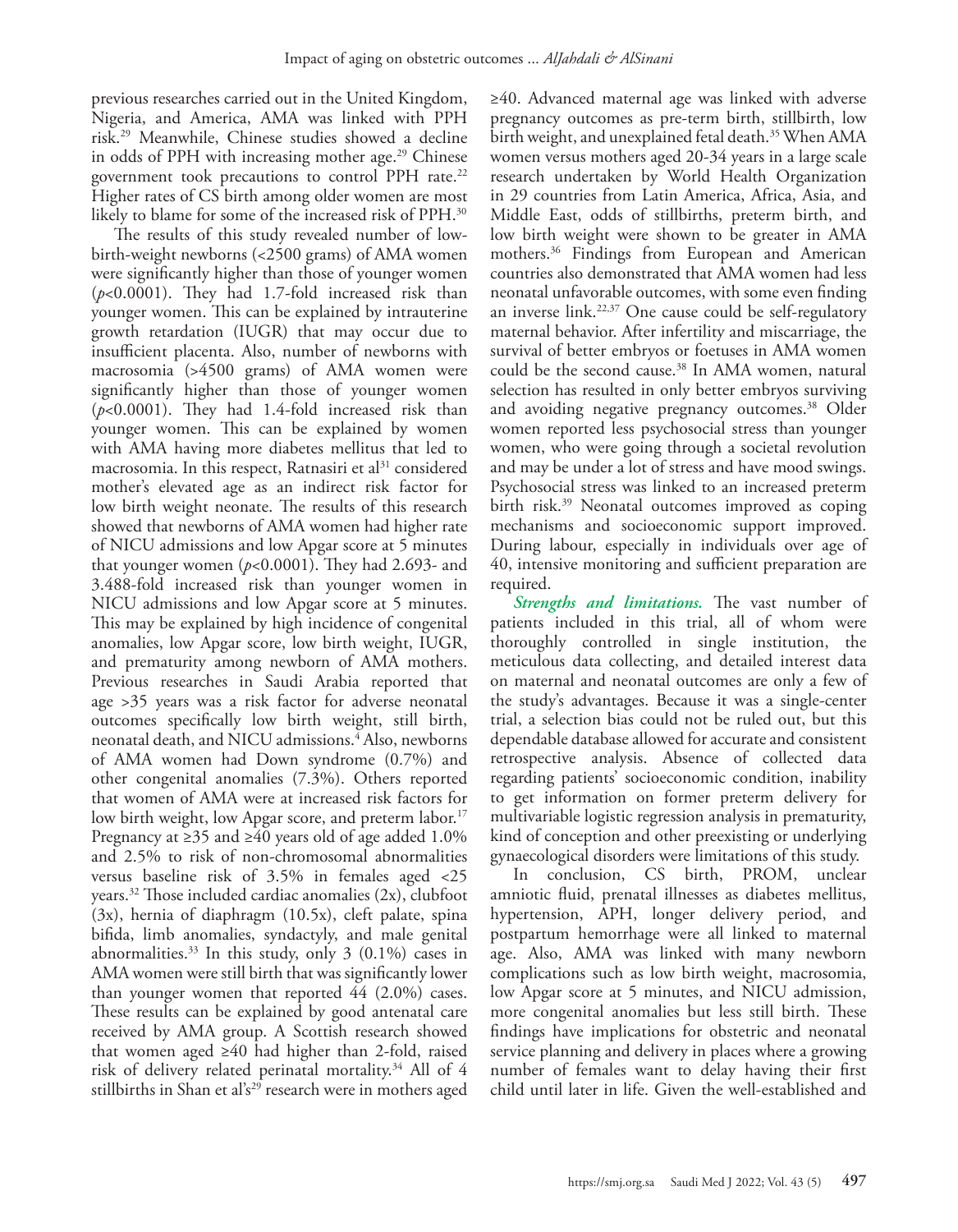previous researches carried out in the United Kingdom, Nigeria, and America, AMA was linked with PPH risk.[29] Meanwhile, Chinese studies showed a decline in odds of PPH with increasing mother age.[29] Chinese government took precautions to control PPH rate.[22] Higher rates of CS birth among older women are most likely to blame for some of the increased risk of PPH.[30]

The results of this study revealed number of low-birth-weight newborns (<2500 grams) of AMA women were significantly higher than those of younger women ($p$<0.0001). They had 1.7-fold increased risk than younger women. This can be explained by intrauterine growth retardation (IUGR) that may occur due to insufficient placenta. Also, number of newborns with macrosomia (>4500 grams) of AMA women were significantly higher than those of younger women ($p$<0.0001). They had 1.4-fold increased risk than younger women. This can be explained by women with AMA having more diabetes mellitus that led to macrosomia. In this respect, Ratnasiri et al[31] considered mother's elevated age as an indirect risk factor for low birth weight neonate. The results of this research showed that newborns of AMA women had higher rate of NICU admissions and low Apgar score at 5 minutes that younger women ($p$<0.0001). They had 2.693- and 3.488-fold increased risk than younger women in NICU admissions and low Apgar score at 5 minutes. This may be explained by high incidence of congenital anomalies, low Apgar score, low birth weight, IUGR, and prematurity among newborn of AMA mothers. Previous researches in Saudi Arabia reported that age >35 years was a risk factor for adverse neonatal outcomes specifically low birth weight, still birth, neonatal death, and NICU admissions.[4] Also, newborns of AMA women had Down syndrome (0.7%) and other congenital anomalies (7.3%). Others reported that women of AMA were at increased risk factors for low birth weight, low Apgar score, and preterm labor.[17] Pregnancy at ≥35 and ≥40 years old of age added 1.0% and 2.5% to risk of non-chromosomal abnormalities versus baseline risk of 3.5% in females aged <25 years.[32] Those included cardiac anomalies (2x), clubfoot (3x), hernia of diaphragm (10.5x), cleft palate, spina bifida, limb anomalies, syndactyly, and male genital abnormalities.[33] In this study, only 3 (0.1%) cases in AMA women were still birth that was significantly lower than younger women that reported 44 (2.0%) cases. These results can be explained by good antenatal care received by AMA group. A Scottish research showed that women aged ≥40 had higher than 2-fold, raised risk of delivery related perinatal mortality.[34] All of 4 stillbirths in Shan et al's[29] research were in mothers aged ≥40. Advanced maternal age was linked with adverse pregnancy outcomes as pre-term birth, stillbirth, low birth weight, and unexplained fetal death.[35] When AMA women versus mothers aged 20-34 years in a large scale research undertaken by World Health Organization in 29 countries from Latin America, Africa, Asia, and Middle East, odds of stillbirths, preterm birth, and low birth weight were shown to be greater in AMA mothers.[36] Findings from European and American countries also demonstrated that AMA women had less neonatal unfavorable outcomes, with some even finding an inverse link.[22,37] One cause could be self-regulatory maternal behavior. After infertility and miscarriage, the survival of better embryos or foetuses in AMA women could be the second cause.[38] In AMA women, natural selection has resulted in only better embryos surviving and avoiding negative pregnancy outcomes.[38] Older women reported less psychosocial stress than younger women, who were going through a societal revolution and may be under a lot of stress and have mood swings. Psychosocial stress was linked to an increased preterm birth risk.[39] Neonatal outcomes improved as coping mechanisms and socioeconomic support improved. During labour, especially in individuals over age of 40, intensive monitoring and sufficient preparation are required.

***Strengths and limitations.*** The vast number of patients included in this trial, all of whom were thoroughly controlled in single institution, the meticulous data collecting, and detailed interest data on maternal and neonatal outcomes are only a few of the study's advantages. Because it was a single-center trial, a selection bias could not be ruled out, but this dependable database allowed for accurate and consistent retrospective analysis. Absence of collected data regarding patients' socioeconomic condition, inability to get information on former preterm delivery for multivariable logistic regression analysis in prematurity, kind of conception and other preexisting or underlying gynaecological disorders were limitations of this study.

In conclusion, CS birth, PROM, unclear amniotic fluid, prenatal illnesses as diabetes mellitus, hypertension, APH, longer delivery period, and postpartum hemorrhage were all linked to maternal age. Also, AMA was linked with many newborn complications such as low birth weight, macrosomia, low Apgar score at 5 minutes, and NICU admission, more congenital anomalies but less still birth. These findings have implications for obstetric and neonatal service planning and delivery in places where a growing number of females want to delay having their first child until later in life. Given the well-established and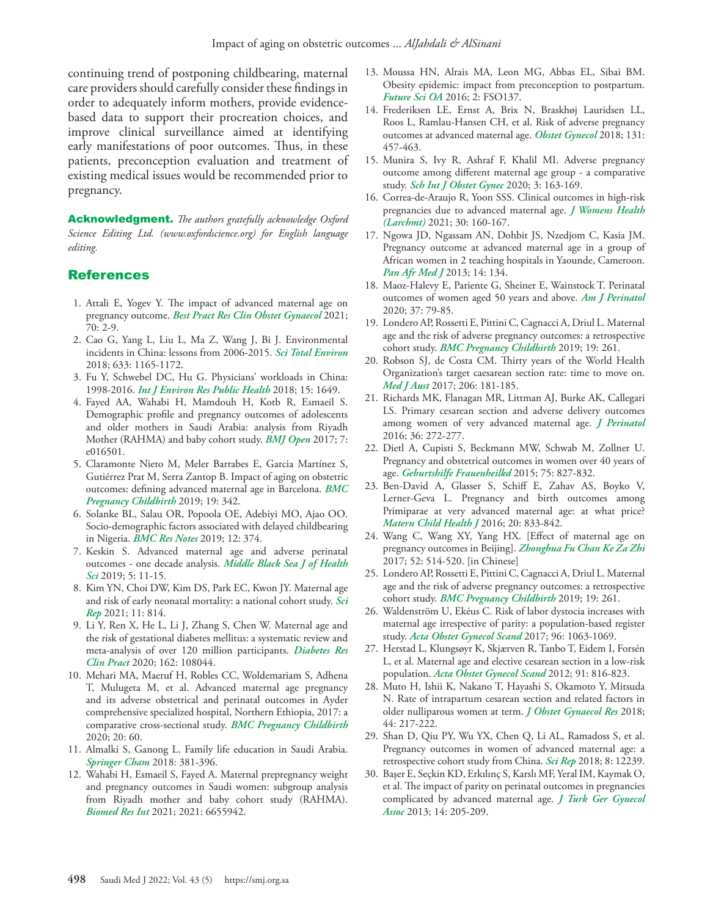continuing trend of postponing childbearing, maternal care providers should carefully consider these findings in order to adequately inform mothers, provide evidence-based data to support their procreation choices, and improve clinical surveillance aimed at identifying early manifestations of poor outcomes. Thus, in these patients, preconception evaluation and treatment of existing medical issues would be recommended prior to pregnancy.

**Acknowledgment.** *The authors gratefully acknowledge Oxford Science Editing Ltd. (www.oxfordscience.org) for English language editing.*

## References

1. Attali E, Yogev Y. The impact of advanced maternal age on pregnancy outcome. *Best Pract Res Clin Obstet Gynaecol* 2021; 70: 2-9.
2. Cao G, Yang L, Liu L, Ma Z, Wang J, Bi J. Environmental incidents in China: lessons from 2006-2015. *Sci Total Environ* 2018; 633: 1165-1172.
3. Fu Y, Schwebel DC, Hu G. Physicians' workloads in China: 1998-2016. *Int J Environ Res Public Health* 2018; 15: 1649.
4. Fayed AA, Wahabi H, Mamdouh H, Kotb R, Esmaeil S. Demographic profile and pregnancy outcomes of adolescents and older mothers in Saudi Arabia: analysis from Riyadh Mother (RAHMA) and baby cohort study. *BMJ Open* 2017; 7: e016501.
5. Claramonte Nieto M, Meler Barrabes E, Garcia Martínez S, Gutiérrez Prat M, Serra Zantop B. Impact of aging on obstetric outcomes: defining advanced maternal age in Barcelona. *BMC Pregnancy Childbirth* 2019; 19: 342.
6. Solanke BL, Salau OR, Popoola OE, Adebiyi MO, Ajao OO. Socio-demographic factors associated with delayed childbearing in Nigeria. *BMC Res Notes* 2019; 12: 374.
7. Keskin S. Advanced maternal age and adverse perinatal outcomes - one decade analysis. *Middle Black Sea J of Health Sci* 2019; 5: 11-15.
8. Kim YN, Choi DW, Kim DS, Park EC, Kwon JY. Maternal age and risk of early neonatal mortality: a national cohort study. *Sci Rep* 2021; 11: 814.
9. Li Y, Ren X, He L, Li J, Zhang S, Chen W. Maternal age and the risk of gestational diabetes mellitus: a systematic review and meta-analysis of over 120 million participants. *Diabetes Res Clin Pract* 2020; 162: 108044.
10. Mehari MA, Maeruf H, Robles CC, Woldemariam S, Adhena T, Mulugeta M, et al. Advanced maternal age pregnancy and its adverse obstetrical and perinatal outcomes in Ayder comprehensive specialized hospital, Northern Ethiopia, 2017: a comparative cross-sectional study. *BMC Pregnancy Childbirth* 2020; 20: 60.
11. Almalki S, Ganong L. Family life education in Saudi Arabia. *Springer Cham* 2018: 381-396.
12. Wahabi H, Esmaeil S, Fayed A. Maternal prepregnancy weight and pregnancy outcomes in Saudi women: subgroup analysis from Riyadh mother and baby cohort study (RAHMA). *Biomed Res Int* 2021; 2021: 6655942.
13. Moussa HN, Alrais MA, Leon MG, Abbas EL, Sibai BM. Obesity epidemic: impact from preconception to postpartum. *Future Sci OA* 2016; 2: FSO137.
14. Frederiksen LE, Ernst A, Brix N, Braskhøj Lauridsen LL, Roos L, Ramlau-Hansen CH, et al. Risk of adverse pregnancy outcomes at advanced maternal age. *Obstet Gynecol* 2018; 131: 457-463.
15. Munira S, Ivy R, Ashraf F, Khalil MI. Adverse pregnancy outcome among different maternal age group - a comparative study. *Sch Int J Obstet Gynec* 2020; 3: 163-169.
16. Correa-de-Araujo R, Yoon SSS. Clinical outcomes in high-risk pregnancies due to advanced maternal age. *J Womens Health (Larchmt)* 2021; 30: 160-167.
17. Ngowa JD, Ngassam AN, Dohbit JS, Nzedjom C, Kasia JM. Pregnancy outcome at advanced maternal age in a group of African women in 2 teaching hospitals in Yaounde, Cameroon. *Pan Afr Med J* 2013; 14: 134.
18. Maoz-Halevy E, Pariente G, Sheiner E, Wainstock T. Perinatal outcomes of women aged 50 years and above. *Am J Perinatol* 2020; 37: 79-85.
19. Londero AP, Rossetti E, Pittini C, Cagnacci A, Driul L. Maternal age and the risk of adverse pregnancy outcomes: a retrospective cohort study. *BMC Pregnancy Childbirth* 2019; 19: 261.
20. Robson SJ, de Costa CM. Thirty years of the World Health Organization's target caesarean section rate: time to move on. *Med J Aust* 2017; 206: 181-185.
21. Richards MK, Flanagan MR, Littman AJ, Burke AK, Callegari LS. Primary cesarean section and adverse delivery outcomes among women of very advanced maternal age. *J Perinatol* 2016; 36: 272-277.
22. Dietl A, Cupisti S, Beckmann MW, Schwab M, Zollner U. Pregnancy and obstetrical outcomes in women over 40 years of age. *Geburtshilfe Frauenheilkd* 2015; 75: 827-832.
23. Ben-David A, Glasser S, Schiff E, Zahav AS, Boyko V, Lerner-Geva L. Pregnancy and birth outcomes among Primiparae at very advanced maternal age: at what price? *Matern Child Health J* 2016; 20: 833-842.
24. Wang C, Wang XY, Yang HX. [Effect of maternal age on pregnancy outcomes in Beijing]. *Zhonghua Fu Chan Ke Za Zhi* 2017; 52: 514-520. [in Chinese]
25. Londero AP, Rossetti E, Pittini C, Cagnacci A, Driul L. Maternal age and the risk of adverse pregnancy outcomes: a retrospective cohort study. *BMC Pregnancy Childbirth* 2019; 19: 261.
26. Waldenström U, Ekéus C. Risk of labor dystocia increases with maternal age irrespective of parity: a population-based register study. *Acta Obstet Gynecol Scand* 2017; 96: 1063-1069.
27. Herstad L, Klungsøyr K, Skjærven R, Tanbo T, Eidem I, Forsén L, et al. Maternal age and elective cesarean section in a low-risk population. *Acta Obstet Gynecol Scand* 2012; 91: 816-823.
28. Muto H, Ishii K, Nakano T, Hayashi S, Okamoto Y, Mitsuda N. Rate of intrapartum cesarean section and related factors in older nulliparous women at term. *J Obstet Gynaecol Res* 2018; 44: 217-222.
29. Shan D, Qiu PY, Wu YX, Chen Q, Li AL, Ramadoss S, et al. Pregnancy outcomes in women of advanced maternal age: a retrospective cohort study from China. *Sci Rep* 2018; 8: 12239.
30. Başer E, Seçkin KD, Erkılınç S, Karslı MF, Yeral IM, Kaymak O, et al. The impact of parity on perinatal outcomes in pregnancies complicated by advanced maternal age. *J Turk Ger Gynecol Assoc* 2013; 14: 205-209.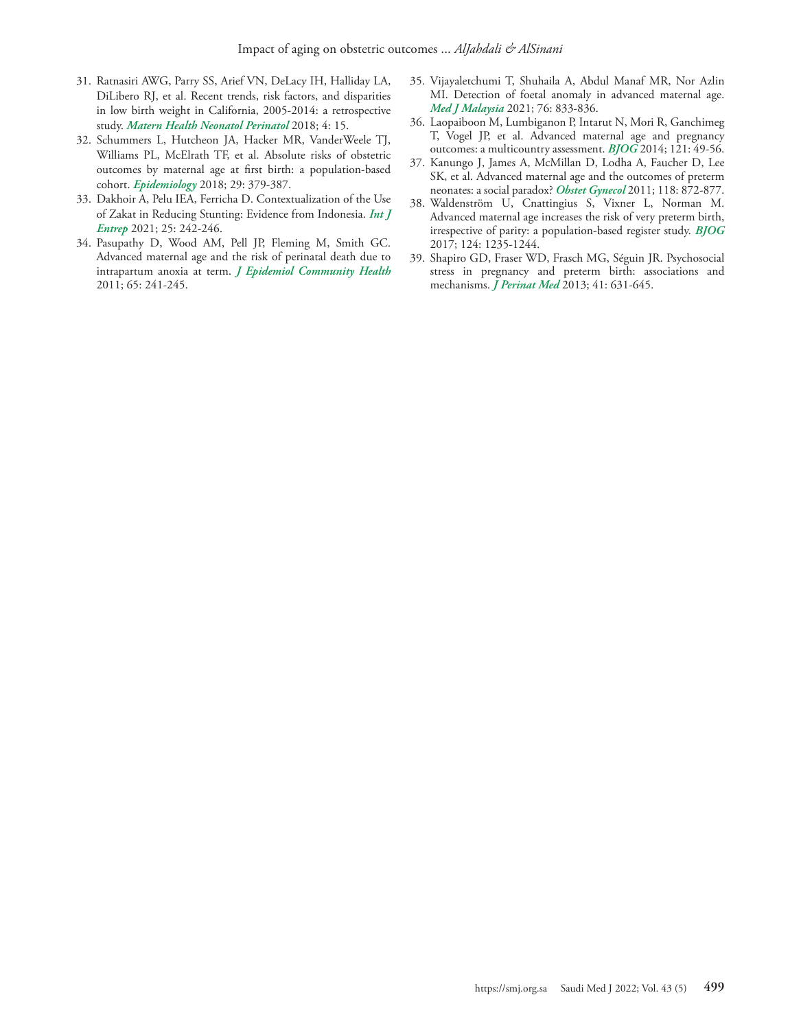31. Ratnasiri AWG, Parry SS, Arief VN, DeLacy IH, Halliday LA, DiLibero RJ, et al. Recent trends, risk factors, and disparities in low birth weight in California, 2005-2014: a retrospective study. *Matern Health Neonatol Perinatol* 2018; 4: 15.
32. Schummers L, Hutcheon JA, Hacker MR, VanderWeele TJ, Williams PL, McElrath TF, et al. Absolute risks of obstetric outcomes by maternal age at first birth: a population-based cohort. *Epidemiology* 2018; 29: 379-387.
33. Dakhoir A, Pelu IEA, Ferricha D. Contextualization of the Use of Zakat in Reducing Stunting: Evidence from Indonesia. *Int J Entrep* 2021; 25: 242-246.
34. Pasupathy D, Wood AM, Pell JP, Fleming M, Smith GC. Advanced maternal age and the risk of perinatal death due to intrapartum anoxia at term. *J Epidemiol Community Health* 2011; 65: 241-245.
35. Vijayaletchumi T, Shuhaila A, Abdul Manaf MR, Nor Azlin MI. Detection of foetal anomaly in advanced maternal age. *Med J Malaysia* 2021; 76: 833-836.
36. Laopaiboon M, Lumbiganon P, Intarut N, Mori R, Ganchimeg T, Vogel JP, et al. Advanced maternal age and pregnancy outcomes: a multicountry assessment. *BJOG* 2014; 121: 49-56.
37. Kanungo J, James A, McMillan D, Lodha A, Faucher D, Lee SK, et al. Advanced maternal age and the outcomes of preterm neonates: a social paradox? *Obstet Gynecol* 2011; 118: 872-877.
38. Waldenström U, Cnattingius S, Vixner L, Norman M. Advanced maternal age increases the risk of very preterm birth, irrespective of parity: a population-based register study. *BJOG* 2017; 124: 1235-1244.
39. Shapiro GD, Fraser WD, Frasch MG, Séguin JR. Psychosocial stress in pregnancy and preterm birth: associations and mechanisms. *J Perinat Med* 2013; 41: 631-645.